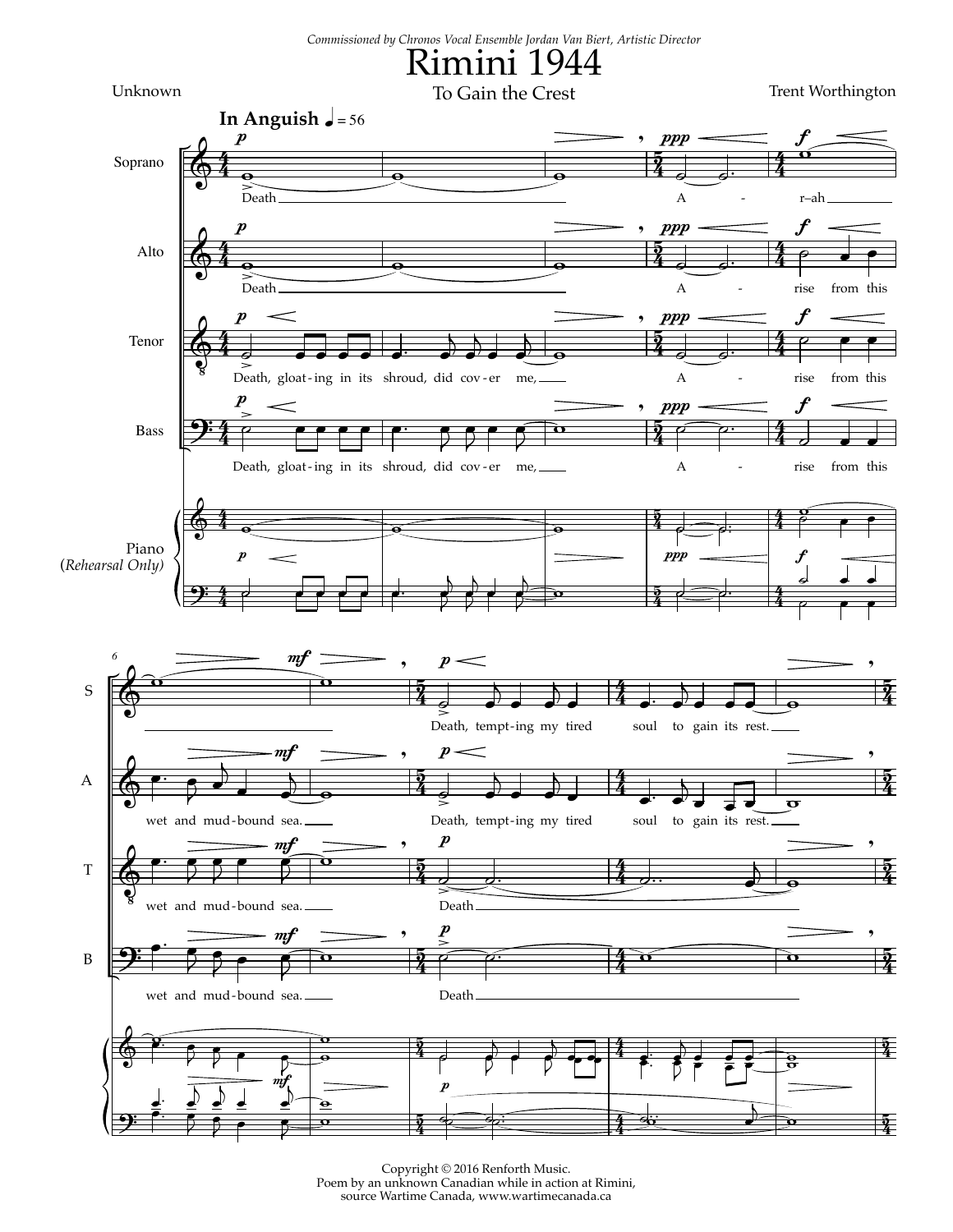*Commissioned by Chronos Vocal Ensemble Jordan Van Biert, Artistic Director*

# Rimini 1944

To Gain the Crest

Unknown

Trent Worthington

**In Anguish** ♩ = 56

Soprano: Death ___ A - r–ah ___

Alto: Death ___ A - rise from this wet and mud-bound sea. ___

Tenor: Death, gloat-ing in its shroud, did cov-er me, ___ A - rise from this wet and mud-bound sea. ___

Bass: Death, gloat-ing in its shroud, did cov-er me, ___ A - rise from this wet and mud-bound sea. ___

Piano (*Rehearsal Only*)

Soprano: Death, tempt-ing my tired soul to gain its rest. ___

Alto: Death, tempt-ing my tired soul to gain its rest. ___

Tenor: Death ___

Bass: Death ___

Copyright © 2016 Renforth Music.
Poem by an unknown Canadian while in action at Rimini,
source Wartime Canada, www.wartimecanada.ca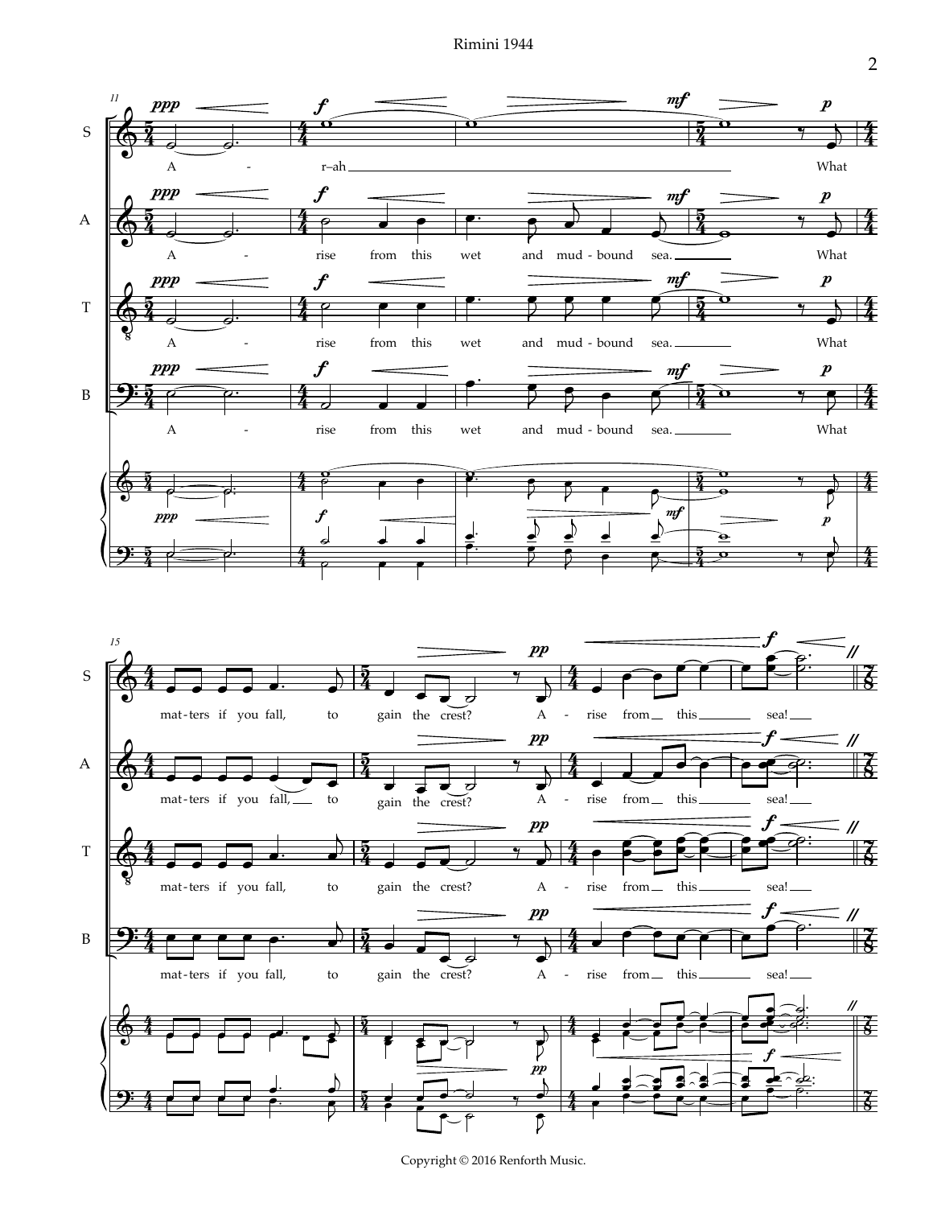A - r–ah What

A - rise from this wet and mud - bound sea. What

mat - ters if you fall, to gain the crest? A - rise from this sea!

Copyright © 2016 Renforth Music.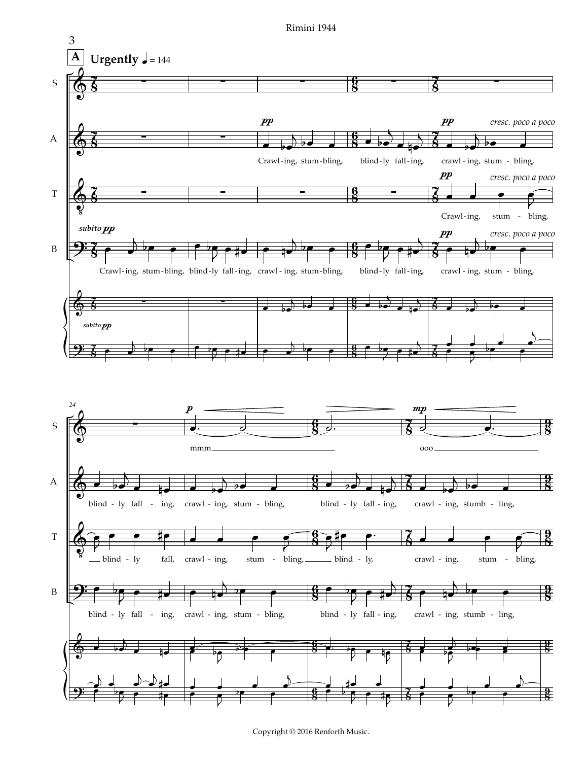**A** **Urgently** ♩ = 144

S, A, T, B

*subito pp*

*pp* *cresc. poco a poco*

Crawl-ing, stum-bling, blind-ly fall-ing, crawl-ing, stum-bling, blind-ly fall-ing, crawl-ing, stum-bling,

Crawl-ing, stum - bling, blind - ly fall, crawl - ing, stum - bling, blind - ly, crawl - ing, stum - bling,

blind - ly fall - ing, crawl - ing, stum - bling, blind - ly fall - ing, crawl - ing, stumb - ling,

*p* *mp*

mmm ooo

Copyright © 2016 Renforth Music.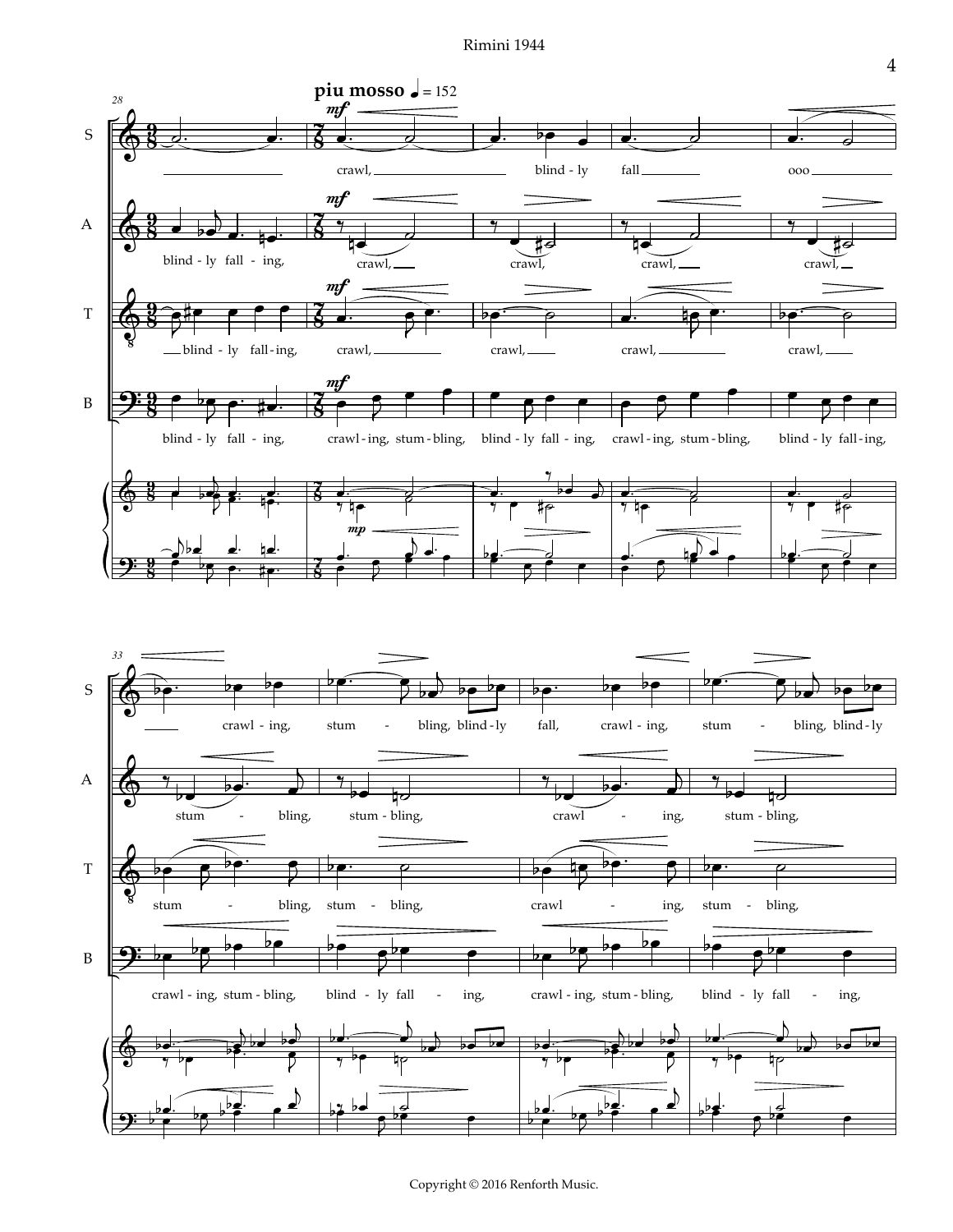**piu mosso** ♩ = 152

S: crawl, blind - ly fall ooo crawl - ing, stum - bling, blind - ly fall, crawl - ing, stum - bling, blind - ly

A: blind - ly fall - ing, crawl, crawl, crawl, crawl, stum - bling, stum - bling, crawl - ing, stum - bling,

T: blind - ly fall - ing, crawl, crawl, crawl, crawl, stum - bling, stum - bling, crawl - ing, stum - bling,

B: blind - ly fall - ing, crawl - ing, stum - bling, blind - ly fall - ing, crawl - ing, stum - bling, blind - ly fall - ing, crawl - ing, stum - bling, blind - ly fall - ing, crawl - ing, stum - bling, blind - ly fall - ing,

Copyright © 2016 Renforth Music.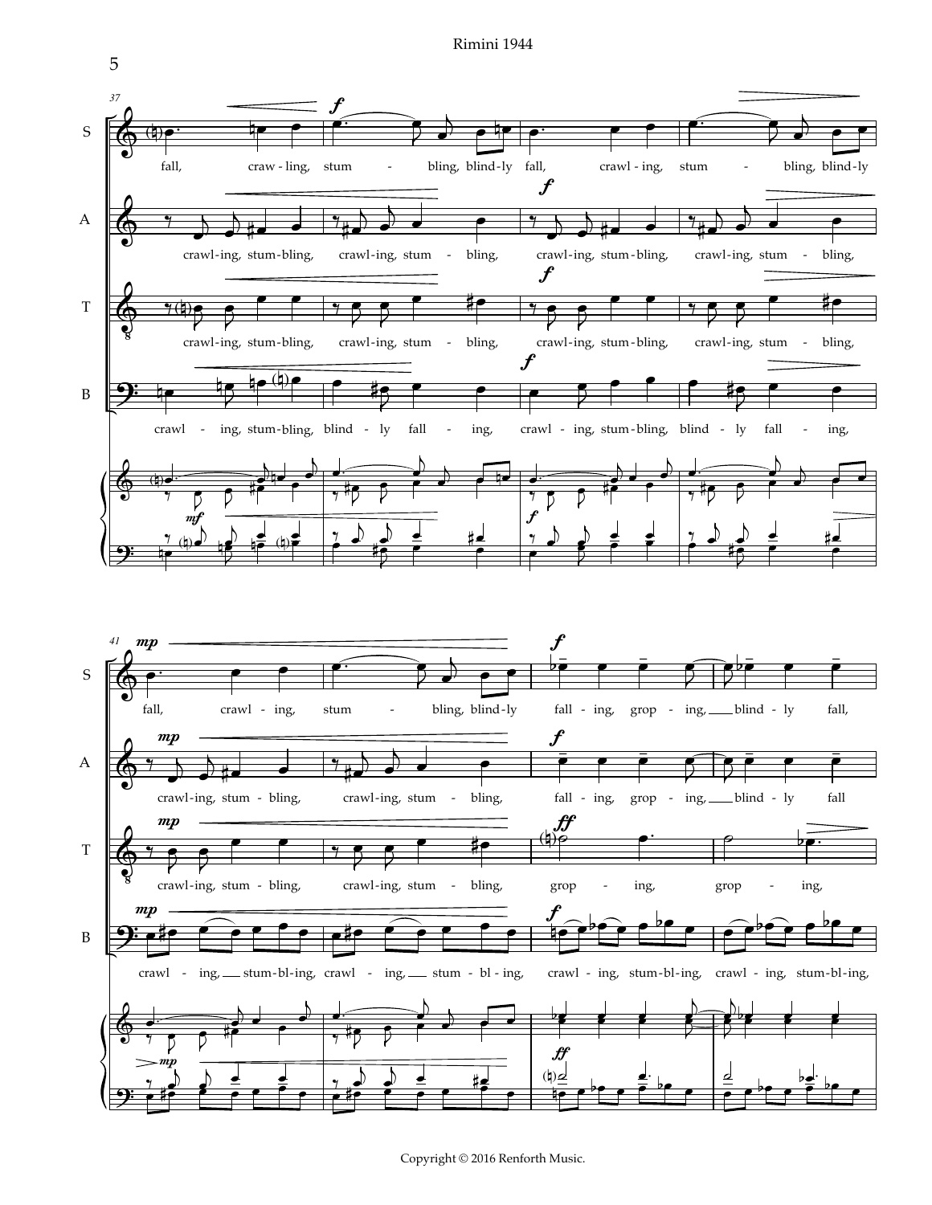Copyright © 2016 Renforth Music.